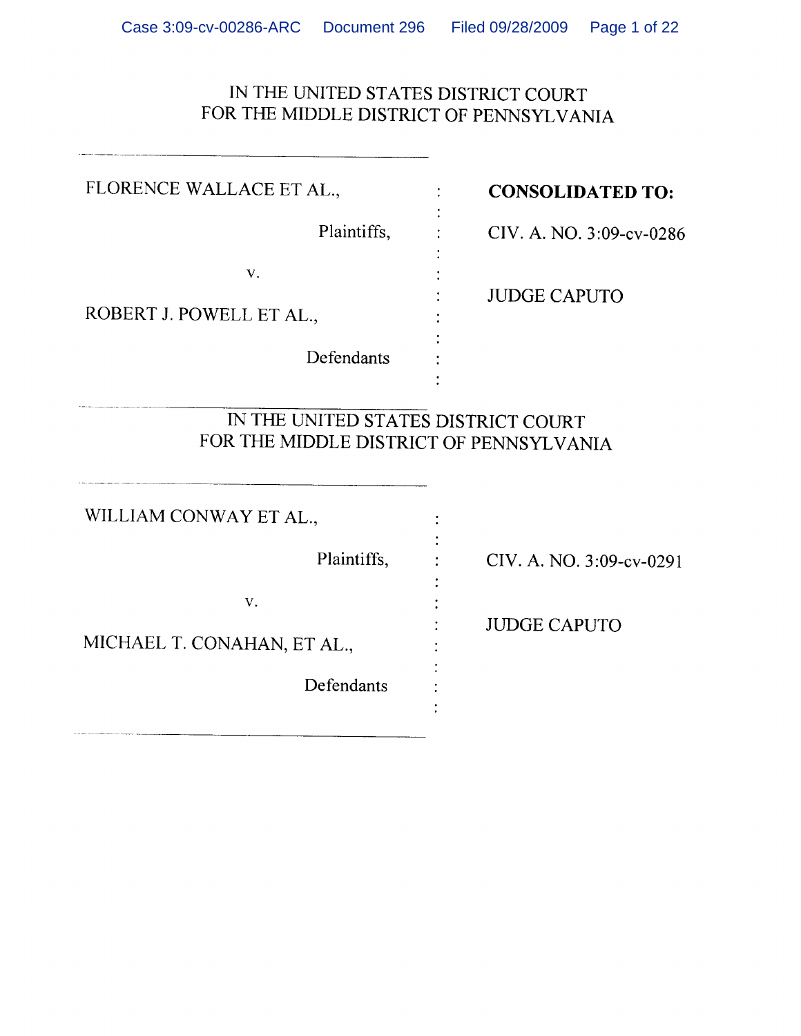IN THE UNITED STATES DISTRICT COURT
FOR THE MIDDLE DISTRICT OF PENNSYLVANIA

| | | |
|---|---|---|
| FLORENCE WALLACE ET AL., | : | **CONSOLIDATED TO:** |
| Plaintiffs, | : | CIV. A. NO. 3:09-cv-0286 |
| v. | : | |
| ROBERT J. POWELL ET AL., | : | JUDGE CAPUTO |
| Defendants | : | |

IN THE UNITED STATES DISTRICT COURT
FOR THE MIDDLE DISTRICT OF PENNSYLVANIA

| | | |
|---|---|---|
| WILLIAM CONWAY ET AL., | : | |
| Plaintiffs, | : | CIV. A. NO. 3:09-cv-0291 |
| v. | : | |
| MICHAEL T. CONAHAN, ET AL., | : | JUDGE CAPUTO |
| Defendants | : | |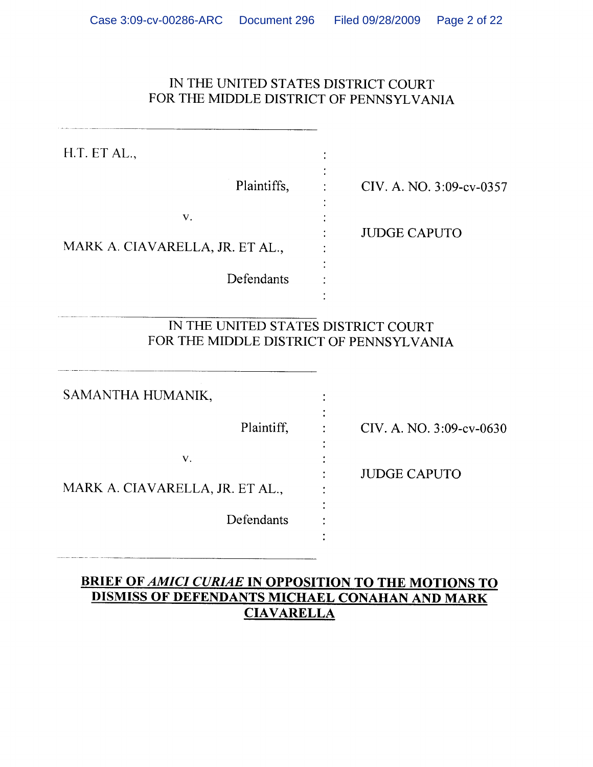IN THE UNITED STATES DISTRICT COURT
FOR THE MIDDLE DISTRICT OF PENNSYLVANIA

---

H.T. ET AL.,

Plaintiffs,

v.

MARK A. CIAVARELLA, JR. ET AL.,

Defendants

CIV. A. NO. 3:09-cv-0357

JUDGE CAPUTO

---

IN THE UNITED STATES DISTRICT COURT
FOR THE MIDDLE DISTRICT OF PENNSYLVANIA

---

SAMANTHA HUMANIK,

Plaintiff,

v.

MARK A. CIAVARELLA, JR. ET AL.,

Defendants

CIV. A. NO. 3:09-cv-0630

JUDGE CAPUTO

---

**BRIEF OF *AMICI CURIAE* IN OPPOSITION TO THE MOTIONS TO DISMISS OF DEFENDANTS MICHAEL CONAHAN AND MARK CIAVARELLA**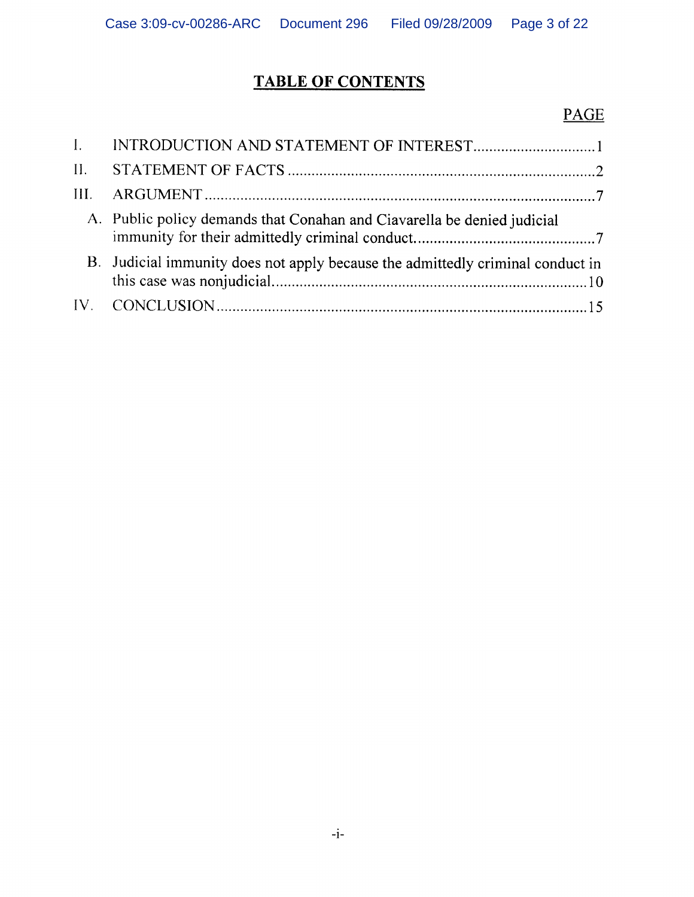# TABLE OF CONTENTS

| | PAGE |
|---|---|
| I. INTRODUCTION AND STATEMENT OF INTEREST | 1 |
| II. STATEMENT OF FACTS | 2 |
| III. ARGUMENT | 7 |
| A. Public policy demands that Conahan and Ciavarella be denied judicial immunity for their admittedly criminal conduct. | 7 |
| B. Judicial immunity does not apply because the admittedly criminal conduct in this case was nonjudicial. | 10 |
| IV. CONCLUSION | 15 |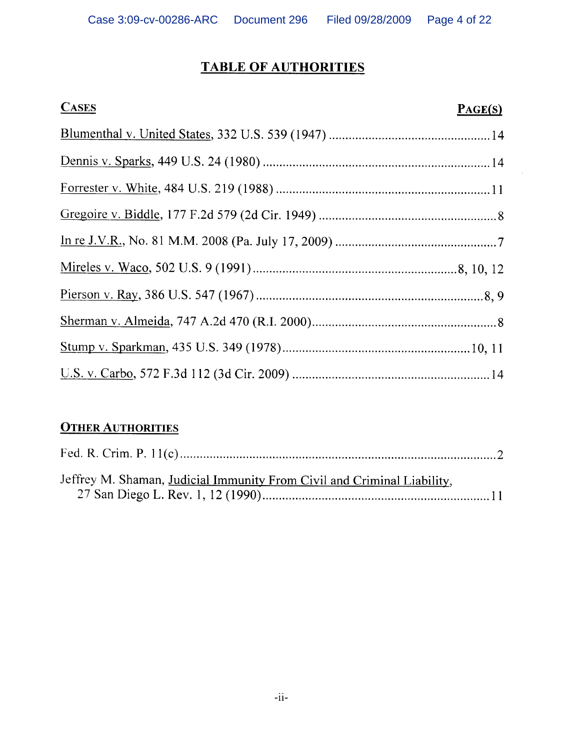# TABLE OF AUTHORITIES

| CASES | PAGE(S) |
| --- | --- |
| Blumenthal v. United States, 332 U.S. 539 (1947) | 14 |
| Dennis v. Sparks, 449 U.S. 24 (1980) | 14 |
| Forrester v. White, 484 U.S. 219 (1988) | 11 |
| Gregoire v. Biddle, 177 F.2d 579 (2d Cir. 1949) | 8 |
| In re J.V.R., No. 81 M.M. 2008 (Pa. July 17, 2009) | 7 |
| Mireles v. Waco, 502 U.S. 9 (1991) | 8, 10, 12 |
| Pierson v. Ray, 386 U.S. 547 (1967) | 8, 9 |
| Sherman v. Almeida, 747 A.2d 470 (R.I. 2000) | 8 |
| Stump v. Sparkman, 435 U.S. 349 (1978) | 10, 11 |
| U.S. v. Carbo, 572 F.3d 112 (3d Cir. 2009) | 14 |

| OTHER AUTHORITIES | |
| --- | --- |
| Fed. R. Crim. P. 11(c) | 2 |
| Jeffrey M. Shaman, Judicial Immunity From Civil and Criminal Liability, 27 San Diego L. Rev. 1, 12 (1990) | 11 |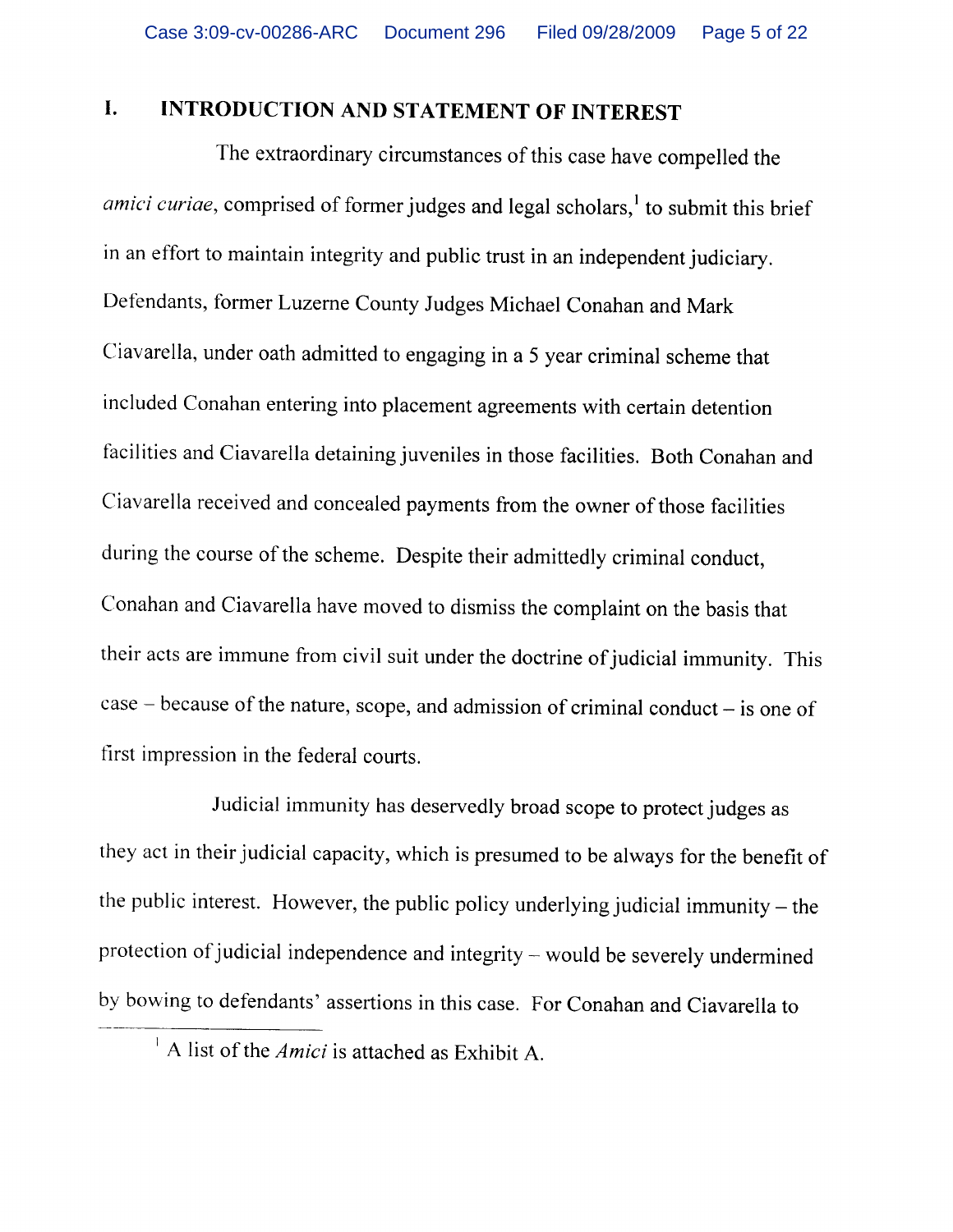## I. INTRODUCTION AND STATEMENT OF INTEREST

The extraordinary circumstances of this case have compelled the *amici curiae*, comprised of former judges and legal scholars,[1] to submit this brief in an effort to maintain integrity and public trust in an independent judiciary. Defendants, former Luzerne County Judges Michael Conahan and Mark Ciavarella, under oath admitted to engaging in a 5 year criminal scheme that included Conahan entering into placement agreements with certain detention facilities and Ciavarella detaining juveniles in those facilities. Both Conahan and Ciavarella received and concealed payments from the owner of those facilities during the course of the scheme. Despite their admittedly criminal conduct, Conahan and Ciavarella have moved to dismiss the complaint on the basis that their acts are immune from civil suit under the doctrine of judicial immunity. This case – because of the nature, scope, and admission of criminal conduct – is one of first impression in the federal courts.

Judicial immunity has deservedly broad scope to protect judges as they act in their judicial capacity, which is presumed to be always for the benefit of the public interest. However, the public policy underlying judicial immunity – the protection of judicial independence and integrity – would be severely undermined by bowing to defendants' assertions in this case. For Conahan and Ciavarella to

[1] A list of the *Amici* is attached as Exhibit A.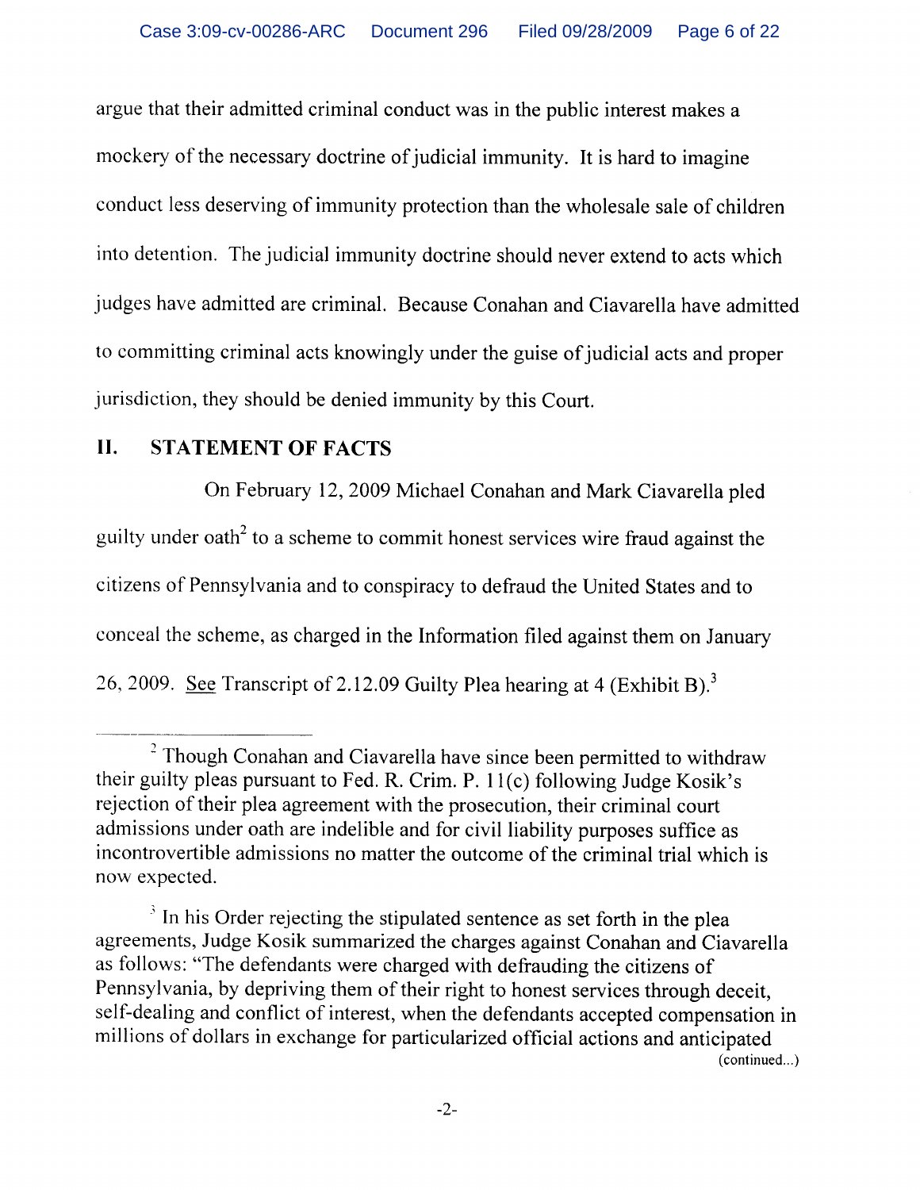argue that their admitted criminal conduct was in the public interest makes a mockery of the necessary doctrine of judicial immunity. It is hard to imagine conduct less deserving of immunity protection than the wholesale sale of children into detention. The judicial immunity doctrine should never extend to acts which judges have admitted are criminal. Because Conahan and Ciavarella have admitted to committing criminal acts knowingly under the guise of judicial acts and proper jurisdiction, they should be denied immunity by this Court.

## II. STATEMENT OF FACTS

On February 12, 2009 Michael Conahan and Mark Ciavarella pled guilty under oath[2] to a scheme to commit honest services wire fraud against the citizens of Pennsylvania and to conspiracy to defraud the United States and to conceal the scheme, as charged in the Information filed against them on January 26, 2009. See Transcript of 2.12.09 Guilty Plea hearing at 4 (Exhibit B).[3]

---

[2] Though Conahan and Ciavarella have since been permitted to withdraw their guilty pleas pursuant to Fed. R. Crim. P. 11(c) following Judge Kosik's rejection of their plea agreement with the prosecution, their criminal court admissions under oath are indelible and for civil liability purposes suffice as incontrovertible admissions no matter the outcome of the criminal trial which is now expected.

[3] In his Order rejecting the stipulated sentence as set forth in the plea agreements, Judge Kosik summarized the charges against Conahan and Ciavarella as follows: "The defendants were charged with defrauding the citizens of Pennsylvania, by depriving them of their right to honest services through deceit, self-dealing and conflict of interest, when the defendants accepted compensation in millions of dollars in exchange for particularized official actions and anticipated

(continued...)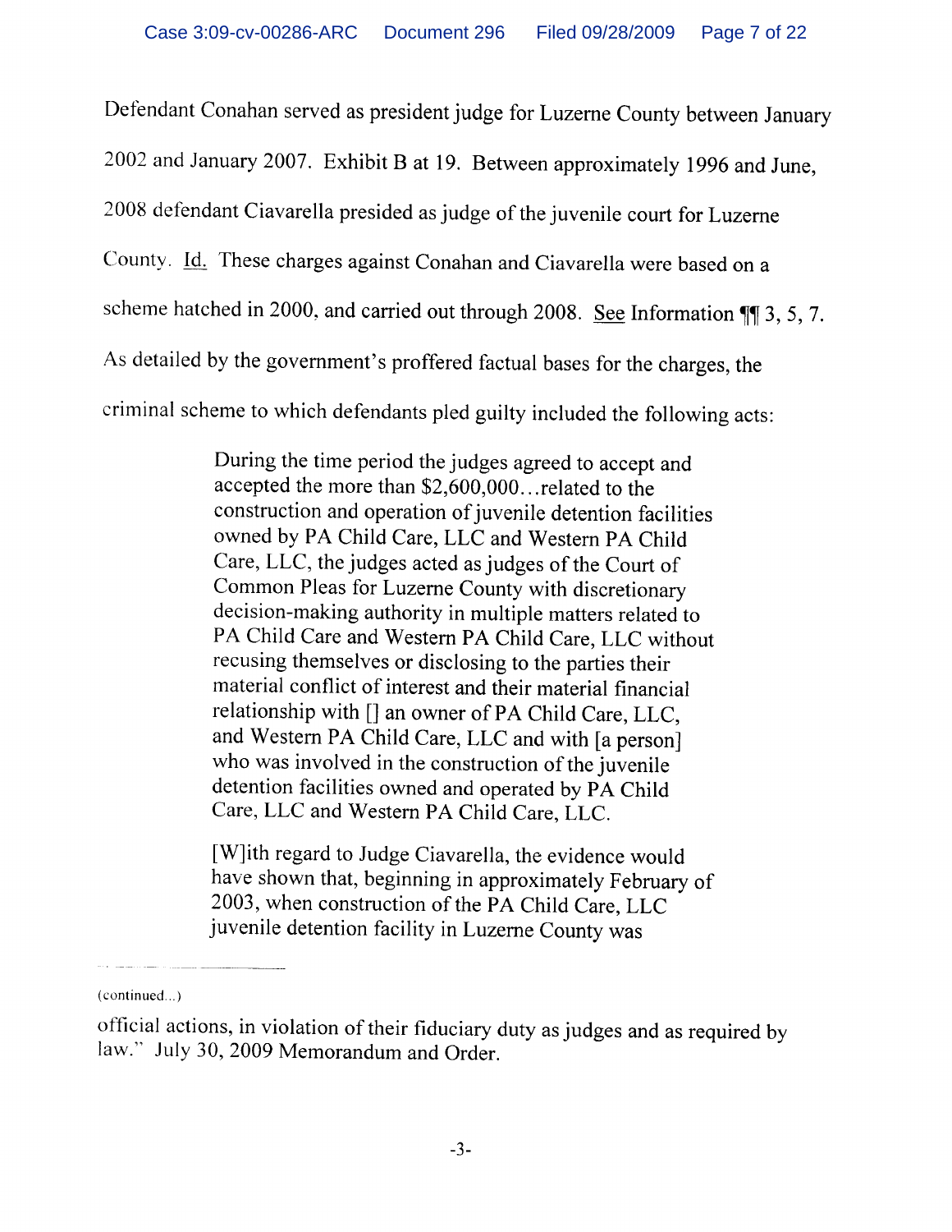Defendant Conahan served as president judge for Luzerne County between January 2002 and January 2007. Exhibit B at 19. Between approximately 1996 and June, 2008 defendant Ciavarella presided as judge of the juvenile court for Luzerne County. Id. These charges against Conahan and Ciavarella were based on a scheme hatched in 2000, and carried out through 2008. See Information ¶¶ 3, 5, 7. As detailed by the government's proffered factual bases for the charges, the criminal scheme to which defendants pled guilty included the following acts:

> During the time period the judges agreed to accept and accepted the more than $2,600,000…related to the construction and operation of juvenile detention facilities owned by PA Child Care, LLC and Western PA Child Care, LLC, the judges acted as judges of the Court of Common Pleas for Luzerne County with discretionary decision-making authority in multiple matters related to PA Child Care and Western PA Child Care, LLC without recusing themselves or disclosing to the parties their material conflict of interest and their material financial relationship with [] an owner of PA Child Care, LLC, and Western PA Child Care, LLC and with [a person] who was involved in the construction of the juvenile detention facilities owned and operated by PA Child Care, LLC and Western PA Child Care, LLC.
>
> [W]ith regard to Judge Ciavarella, the evidence would have shown that, beginning in approximately February of 2003, when construction of the PA Child Care, LLC juvenile detention facility in Luzerne County was

---

(continued...)

official actions, in violation of their fiduciary duty as judges and as required by law." July 30, 2009 Memorandum and Order.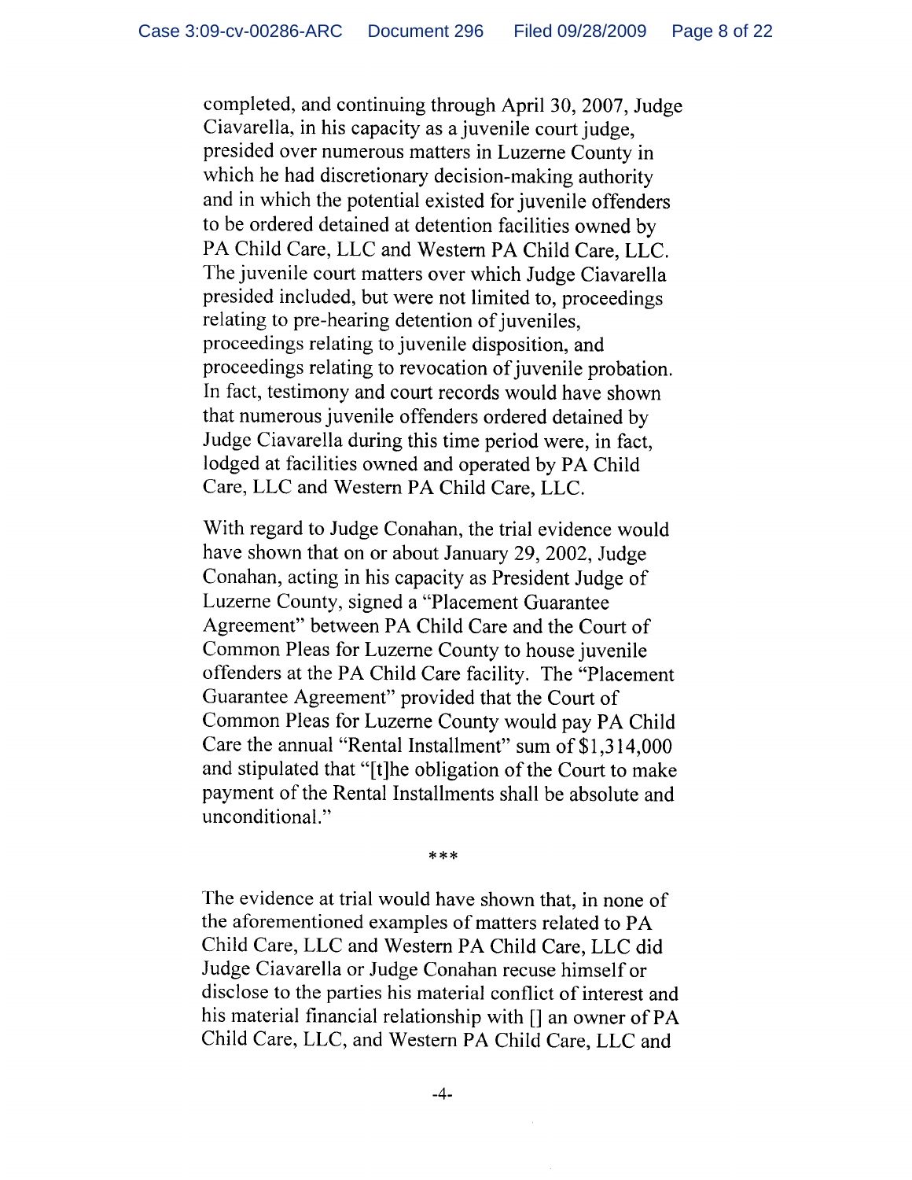completed, and continuing through April 30, 2007, Judge Ciavarella, in his capacity as a juvenile court judge, presided over numerous matters in Luzerne County in which he had discretionary decision-making authority and in which the potential existed for juvenile offenders to be ordered detained at detention facilities owned by PA Child Care, LLC and Western PA Child Care, LLC. The juvenile court matters over which Judge Ciavarella presided included, but were not limited to, proceedings relating to pre-hearing detention of juveniles, proceedings relating to juvenile disposition, and proceedings relating to revocation of juvenile probation. In fact, testimony and court records would have shown that numerous juvenile offenders ordered detained by Judge Ciavarella during this time period were, in fact, lodged at facilities owned and operated by PA Child Care, LLC and Western PA Child Care, LLC.

With regard to Judge Conahan, the trial evidence would have shown that on or about January 29, 2002, Judge Conahan, acting in his capacity as President Judge of Luzerne County, signed a "Placement Guarantee Agreement" between PA Child Care and the Court of Common Pleas for Luzerne County to house juvenile offenders at the PA Child Care facility. The "Placement Guarantee Agreement" provided that the Court of Common Pleas for Luzerne County would pay PA Child Care the annual "Rental Installment" sum of $1,314,000 and stipulated that "[t]he obligation of the Court to make payment of the Rental Installments shall be absolute and unconditional."

***

The evidence at trial would have shown that, in none of the aforementioned examples of matters related to PA Child Care, LLC and Western PA Child Care, LLC did Judge Ciavarella or Judge Conahan recuse himself or disclose to the parties his material conflict of interest and his material financial relationship with [] an owner of PA Child Care, LLC, and Western PA Child Care, LLC and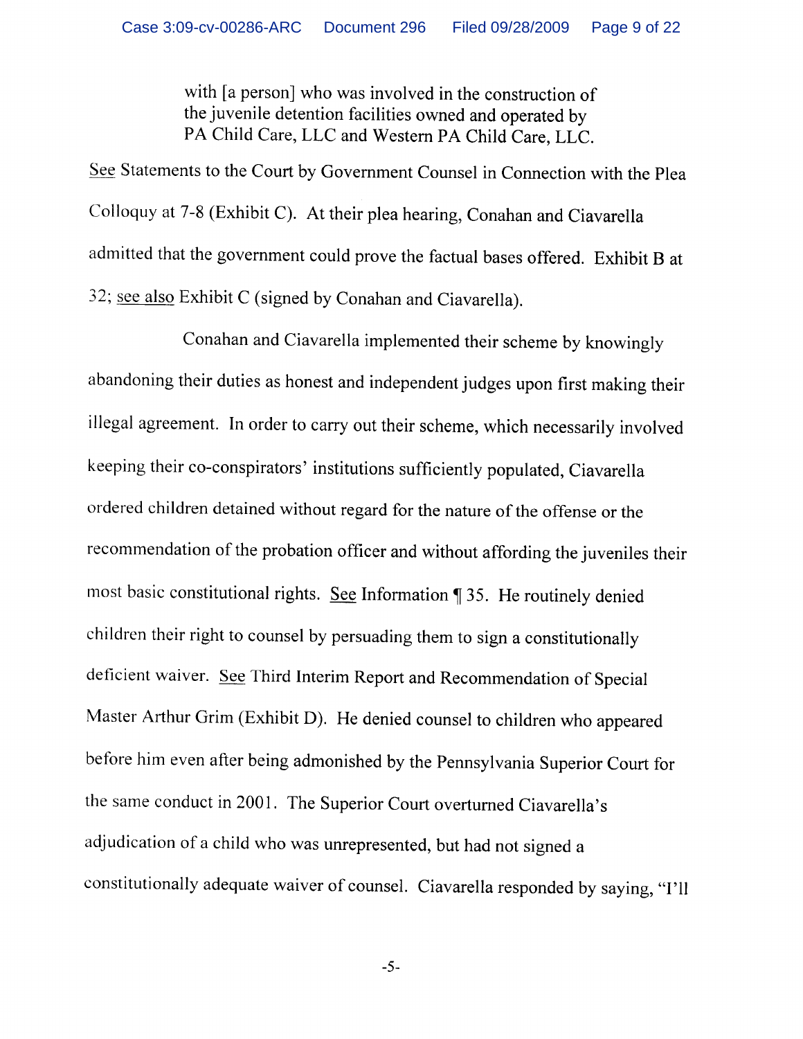> with [a person] who was involved in the construction of the juvenile detention facilities owned and operated by PA Child Care, LLC and Western PA Child Care, LLC.

See Statements to the Court by Government Counsel in Connection with the Plea Colloquy at 7-8 (Exhibit C). At their plea hearing, Conahan and Ciavarella admitted that the government could prove the factual bases offered. Exhibit B at 32; see also Exhibit C (signed by Conahan and Ciavarella).

Conahan and Ciavarella implemented their scheme by knowingly abandoning their duties as honest and independent judges upon first making their illegal agreement. In order to carry out their scheme, which necessarily involved keeping their co-conspirators' institutions sufficiently populated, Ciavarella ordered children detained without regard for the nature of the offense or the recommendation of the probation officer and without affording the juveniles their most basic constitutional rights. See Information ¶ 35. He routinely denied children their right to counsel by persuading them to sign a constitutionally deficient waiver. See Third Interim Report and Recommendation of Special Master Arthur Grim (Exhibit D). He denied counsel to children who appeared before him even after being admonished by the Pennsylvania Superior Court for the same conduct in 2001. The Superior Court overturned Ciavarella's adjudication of a child who was unrepresented, but had not signed a constitutionally adequate waiver of counsel. Ciavarella responded by saying, "I'll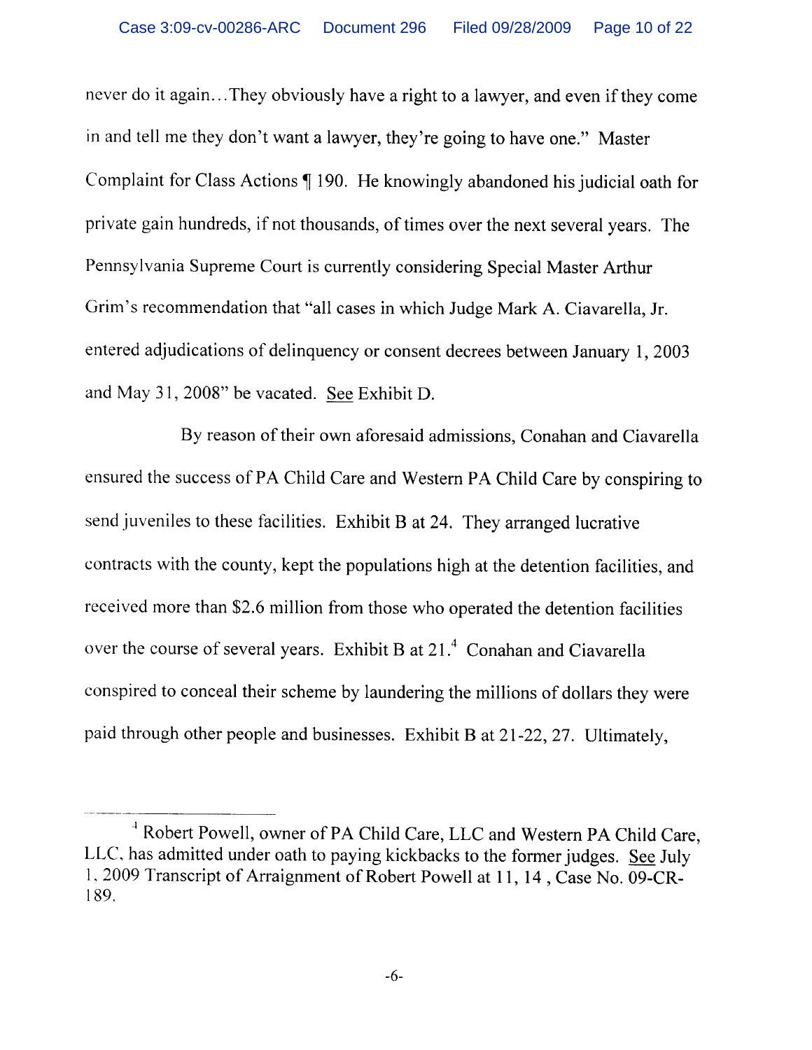never do it again…They obviously have a right to a lawyer, and even if they come in and tell me they don't want a lawyer, they're going to have one." Master Complaint for Class Actions ¶ 190. He knowingly abandoned his judicial oath for private gain hundreds, if not thousands, of times over the next several years. The Pennsylvania Supreme Court is currently considering Special Master Arthur Grim's recommendation that "all cases in which Judge Mark A. Ciavarella, Jr. entered adjudications of delinquency or consent decrees between January 1, 2003 and May 31, 2008" be vacated. See Exhibit D.

By reason of their own aforesaid admissions, Conahan and Ciavarella ensured the success of PA Child Care and Western PA Child Care by conspiring to send juveniles to these facilities. Exhibit B at 24. They arranged lucrative contracts with the county, kept the populations high at the detention facilities, and received more than $2.6 million from those who operated the detention facilities over the course of several years. Exhibit B at 21.[4] Conahan and Ciavarella conspired to conceal their scheme by laundering the millions of dollars they were paid through other people and businesses. Exhibit B at 21-22, 27. Ultimately,

---

[4] Robert Powell, owner of PA Child Care, LLC and Western PA Child Care, LLC, has admitted under oath to paying kickbacks to the former judges. See July 1, 2009 Transcript of Arraignment of Robert Powell at 11, 14 , Case No. 09-CR-189.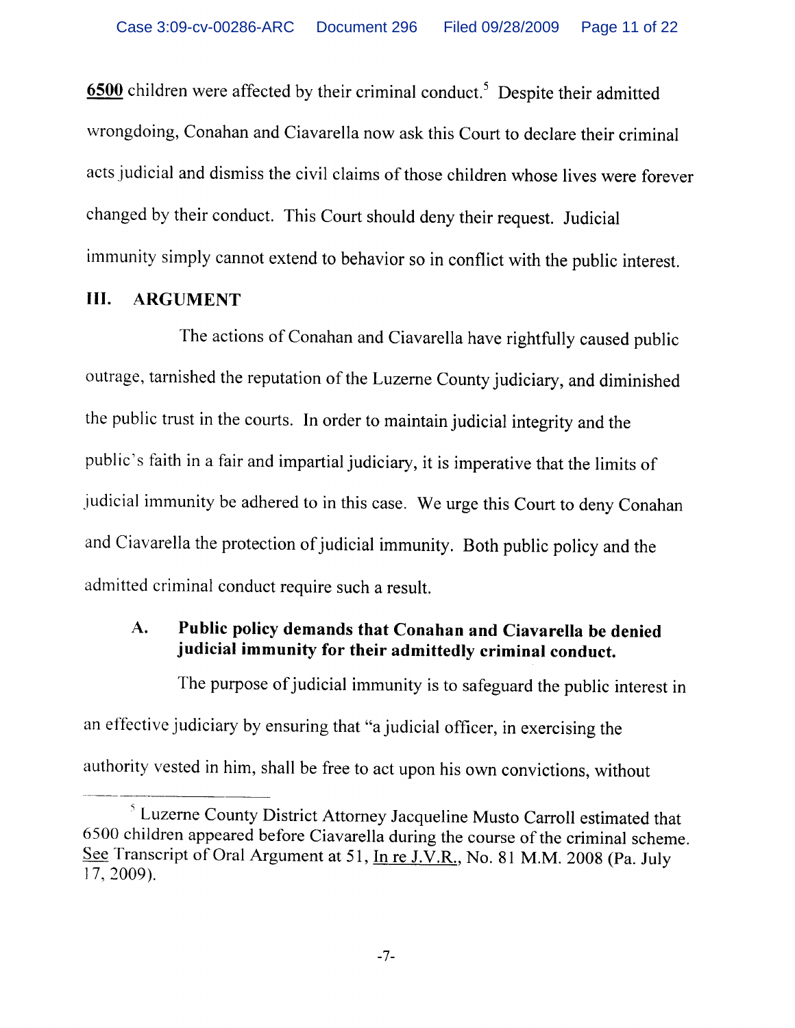**6500** children were affected by their criminal conduct.[5] Despite their admitted wrongdoing, Conahan and Ciavarella now ask this Court to declare their criminal acts judicial and dismiss the civil claims of those children whose lives were forever changed by their conduct. This Court should deny their request. Judicial immunity simply cannot extend to behavior so in conflict with the public interest.

## III. ARGUMENT

The actions of Conahan and Ciavarella have rightfully caused public outrage, tarnished the reputation of the Luzerne County judiciary, and diminished the public trust in the courts. In order to maintain judicial integrity and the public's faith in a fair and impartial judiciary, it is imperative that the limits of judicial immunity be adhered to in this case. We urge this Court to deny Conahan and Ciavarella the protection of judicial immunity. Both public policy and the admitted criminal conduct require such a result.

### A. Public policy demands that Conahan and Ciavarella be denied judicial immunity for their admittedly criminal conduct.

The purpose of judicial immunity is to safeguard the public interest in an effective judiciary by ensuring that "a judicial officer, in exercising the authority vested in him, shall be free to act upon his own convictions, without

---

[5] Luzerne County District Attorney Jacqueline Musto Carroll estimated that 6500 children appeared before Ciavarella during the course of the criminal scheme. See Transcript of Oral Argument at 51, In re J.V.R., No. 81 M.M. 2008 (Pa. July 17, 2009).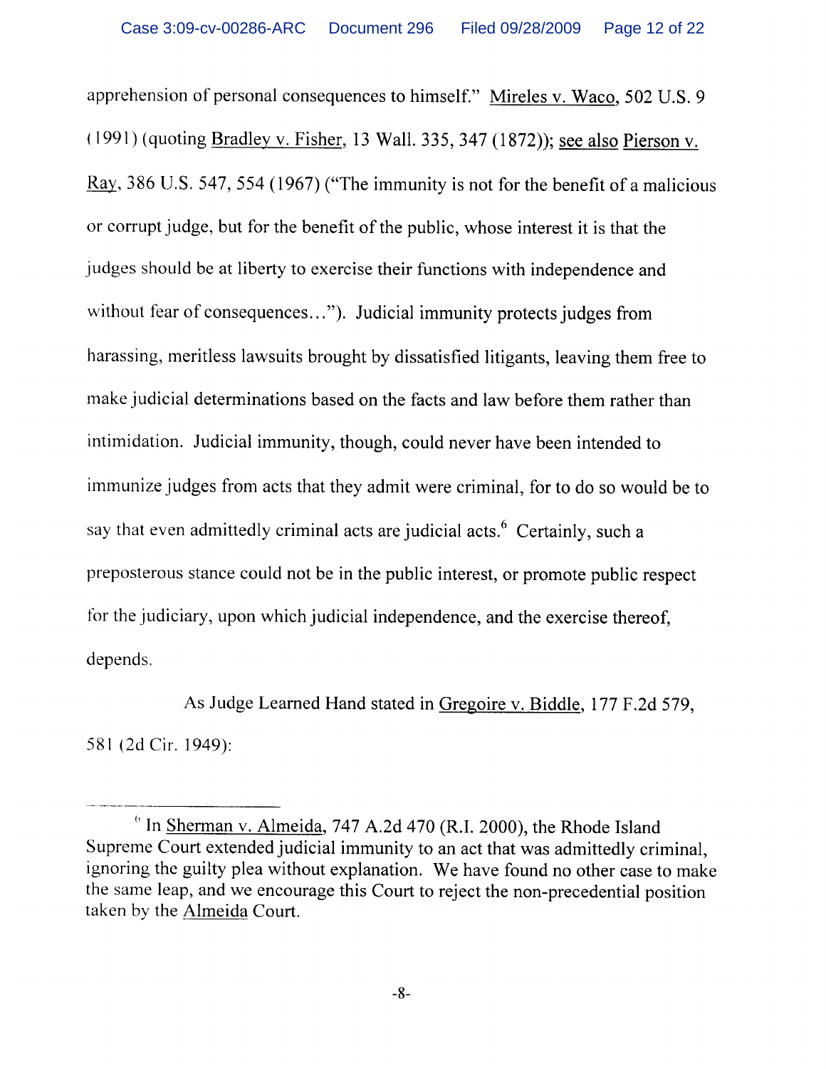apprehension of personal consequences to himself." Mireles v. Waco, 502 U.S. 9 (1991) (quoting Bradley v. Fisher, 13 Wall. 335, 347 (1872)); see also Pierson v. Ray, 386 U.S. 547, 554 (1967) ("The immunity is not for the benefit of a malicious or corrupt judge, but for the benefit of the public, whose interest it is that the judges should be at liberty to exercise their functions with independence and without fear of consequences…"). Judicial immunity protects judges from harassing, meritless lawsuits brought by dissatisfied litigants, leaving them free to make judicial determinations based on the facts and law before them rather than intimidation. Judicial immunity, though, could never have been intended to immunize judges from acts that they admit were criminal, for to do so would be to say that even admittedly criminal acts are judicial acts.[6] Certainly, such a preposterous stance could not be in the public interest, or promote public respect for the judiciary, upon which judicial independence, and the exercise thereof, depends.

As Judge Learned Hand stated in Gregoire v. Biddle, 177 F.2d 579, 581 (2d Cir. 1949):

---

[6] In Sherman v. Almeida, 747 A.2d 470 (R.I. 2000), the Rhode Island Supreme Court extended judicial immunity to an act that was admittedly criminal, ignoring the guilty plea without explanation. We have found no other case to make the same leap, and we encourage this Court to reject the non-precedential position taken by the Almeida Court.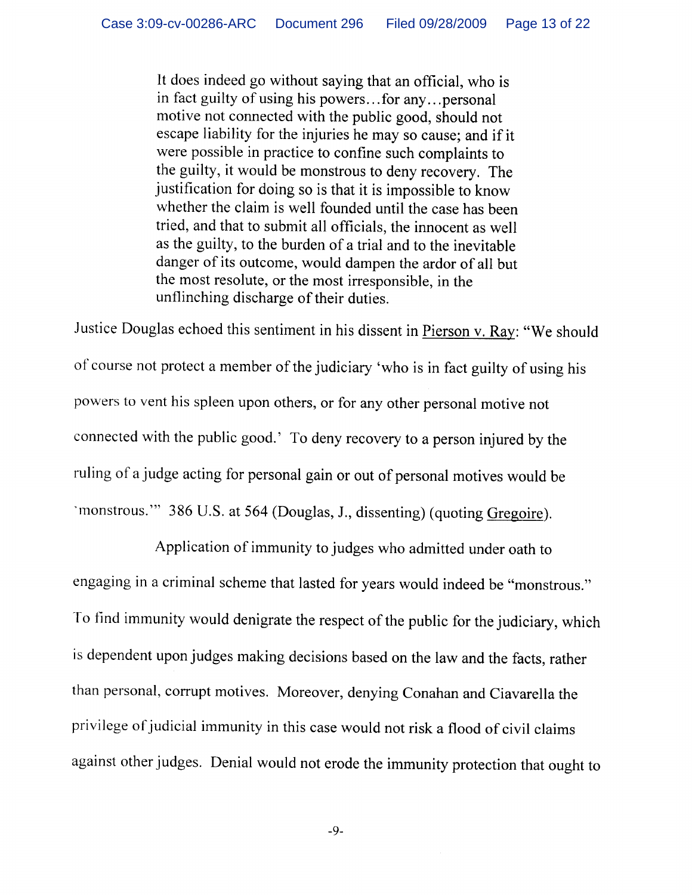> It does indeed go without saying that an official, who is in fact guilty of using his powers…for any…personal motive not connected with the public good, should not escape liability for the injuries he may so cause; and if it were possible in practice to confine such complaints to the guilty, it would be monstrous to deny recovery. The justification for doing so is that it is impossible to know whether the claim is well founded until the case has been tried, and that to submit all officials, the innocent as well as the guilty, to the burden of a trial and to the inevitable danger of its outcome, would dampen the ardor of all but the most resolute, or the most irresponsible, in the unflinching discharge of their duties.

Justice Douglas echoed this sentiment in his dissent in Pierson v. Ray: "We should of course not protect a member of the judiciary 'who is in fact guilty of using his powers to vent his spleen upon others, or for any other personal motive not connected with the public good.' To deny recovery to a person injured by the ruling of a judge acting for personal gain or out of personal motives would be 'monstrous.'" 386 U.S. at 564 (Douglas, J., dissenting) (quoting Gregoire).

Application of immunity to judges who admitted under oath to engaging in a criminal scheme that lasted for years would indeed be "monstrous." To find immunity would denigrate the respect of the public for the judiciary, which is dependent upon judges making decisions based on the law and the facts, rather than personal, corrupt motives. Moreover, denying Conahan and Ciavarella the privilege of judicial immunity in this case would not risk a flood of civil claims against other judges. Denial would not erode the immunity protection that ought to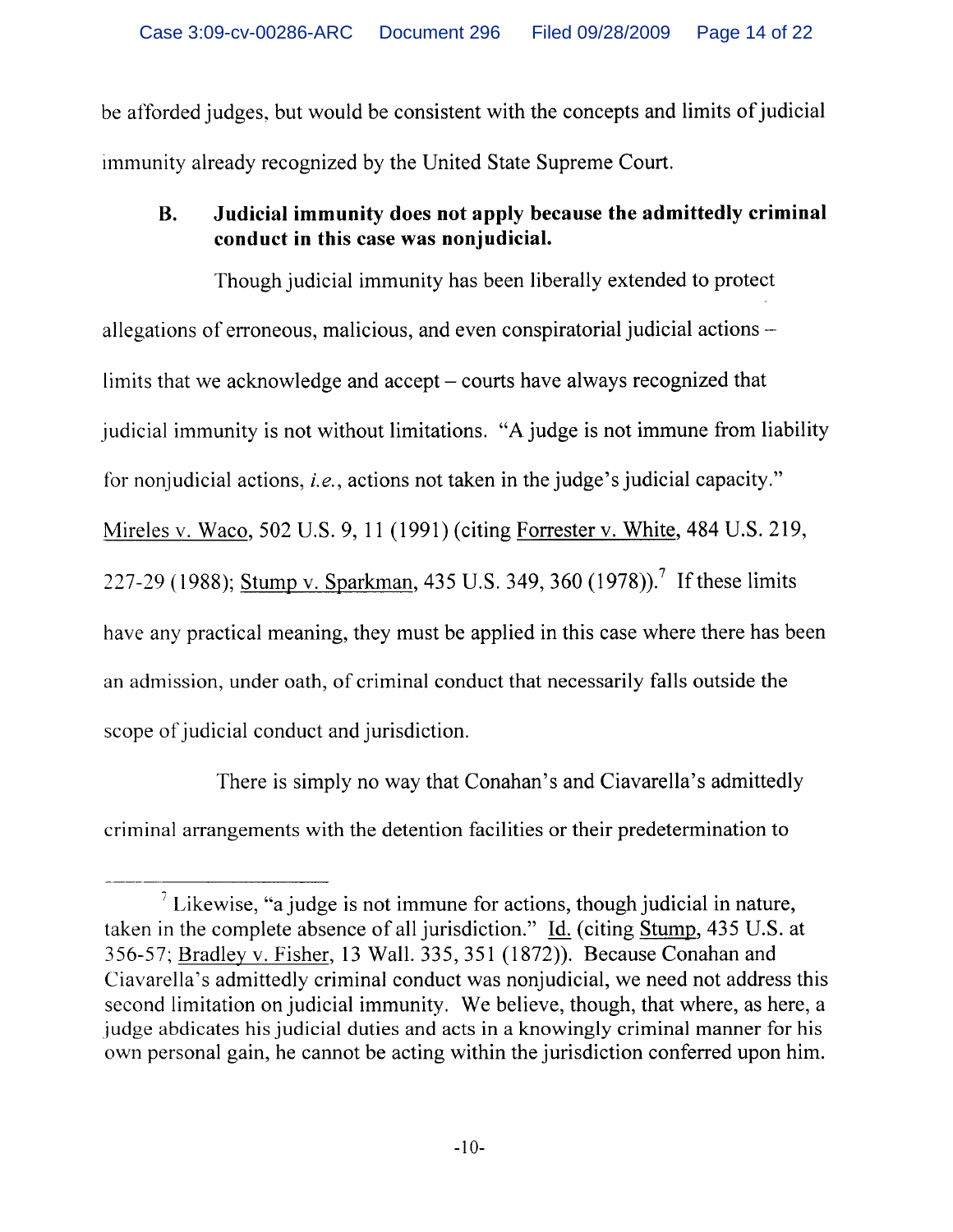be afforded judges, but would be consistent with the concepts and limits of judicial immunity already recognized by the United State Supreme Court.

### B. Judicial immunity does not apply because the admittedly criminal conduct in this case was nonjudicial.

Though judicial immunity has been liberally extended to protect allegations of erroneous, malicious, and even conspiratorial judicial actions – limits that we acknowledge and accept – courts have always recognized that judicial immunity is not without limitations. "A judge is not immune from liability for nonjudicial actions, *i.e.*, actions not taken in the judge's judicial capacity." Mireles v. Waco, 502 U.S. 9, 11 (1991) (citing Forrester v. White, 484 U.S. 219, 227-29 (1988); Stump v. Sparkman, 435 U.S. 349, 360 (1978)).[7] If these limits have any practical meaning, they must be applied in this case where there has been an admission, under oath, of criminal conduct that necessarily falls outside the scope of judicial conduct and jurisdiction.

There is simply no way that Conahan's and Ciavarella's admittedly criminal arrangements with the detention facilities or their predetermination to

---

[7] Likewise, "a judge is not immune for actions, though judicial in nature, taken in the complete absence of all jurisdiction." Id. (citing Stump, 435 U.S. at 356-57; Bradley v. Fisher, 13 Wall. 335, 351 (1872)). Because Conahan and Ciavarella's admittedly criminal conduct was nonjudicial, we need not address this second limitation on judicial immunity. We believe, though, that where, as here, a judge abdicates his judicial duties and acts in a knowingly criminal manner for his own personal gain, he cannot be acting within the jurisdiction conferred upon him.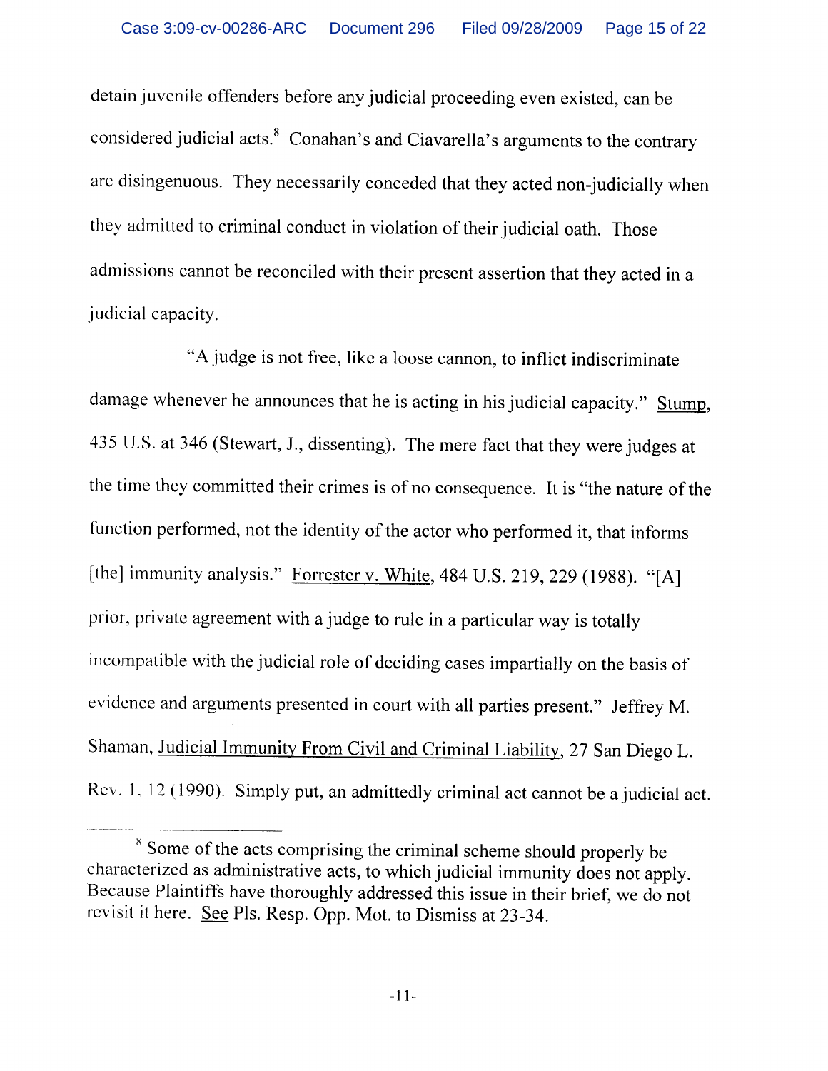detain juvenile offenders before any judicial proceeding even existed, can be considered judicial acts.[8] Conahan's and Ciavarella's arguments to the contrary are disingenuous. They necessarily conceded that they acted non-judicially when they admitted to criminal conduct in violation of their judicial oath. Those admissions cannot be reconciled with their present assertion that they acted in a judicial capacity.

"A judge is not free, like a loose cannon, to inflict indiscriminate damage whenever he announces that he is acting in his judicial capacity." Stump, 435 U.S. at 346 (Stewart, J., dissenting). The mere fact that they were judges at the time they committed their crimes is of no consequence. It is "the nature of the function performed, not the identity of the actor who performed it, that informs [the] immunity analysis." Forrester v. White, 484 U.S. 219, 229 (1988). "[A] prior, private agreement with a judge to rule in a particular way is totally incompatible with the judicial role of deciding cases impartially on the basis of evidence and arguments presented in court with all parties present." Jeffrey M. Shaman, Judicial Immunity From Civil and Criminal Liability, 27 San Diego L. Rev. 1. 12 (1990). Simply put, an admittedly criminal act cannot be a judicial act.

---

[8] Some of the acts comprising the criminal scheme should properly be characterized as administrative acts, to which judicial immunity does not apply. Because Plaintiffs have thoroughly addressed this issue in their brief, we do not revisit it here. See Pls. Resp. Opp. Mot. to Dismiss at 23-34.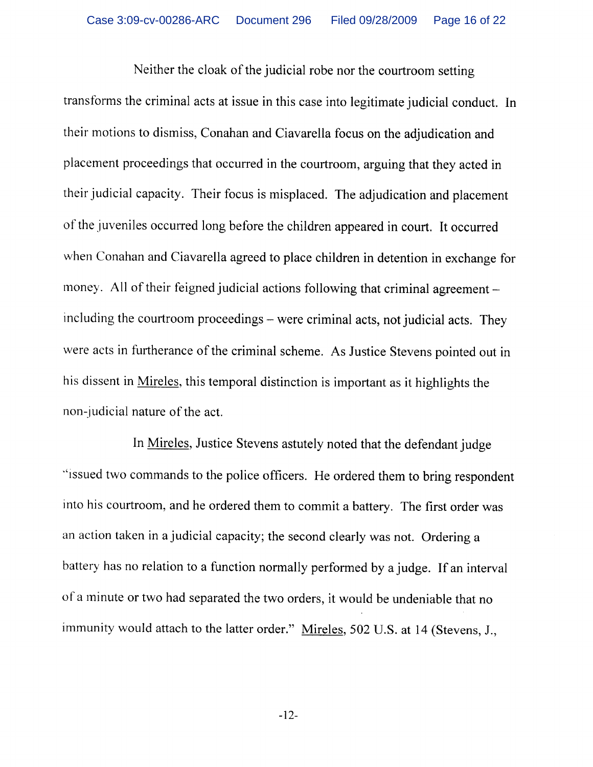Neither the cloak of the judicial robe nor the courtroom setting transforms the criminal acts at issue in this case into legitimate judicial conduct. In their motions to dismiss, Conahan and Ciavarella focus on the adjudication and placement proceedings that occurred in the courtroom, arguing that they acted in their judicial capacity. Their focus is misplaced. The adjudication and placement of the juveniles occurred long before the children appeared in court. It occurred when Conahan and Ciavarella agreed to place children in detention in exchange for money. All of their feigned judicial actions following that criminal agreement – including the courtroom proceedings – were criminal acts, not judicial acts. They were acts in furtherance of the criminal scheme. As Justice Stevens pointed out in his dissent in Mireles, this temporal distinction is important as it highlights the non-judicial nature of the act.

In Mireles, Justice Stevens astutely noted that the defendant judge "issued two commands to the police officers. He ordered them to bring respondent into his courtroom, and he ordered them to commit a battery. The first order was an action taken in a judicial capacity; the second clearly was not. Ordering a battery has no relation to a function normally performed by a judge. If an interval of a minute or two had separated the two orders, it would be undeniable that no immunity would attach to the latter order." Mireles, 502 U.S. at 14 (Stevens, J.,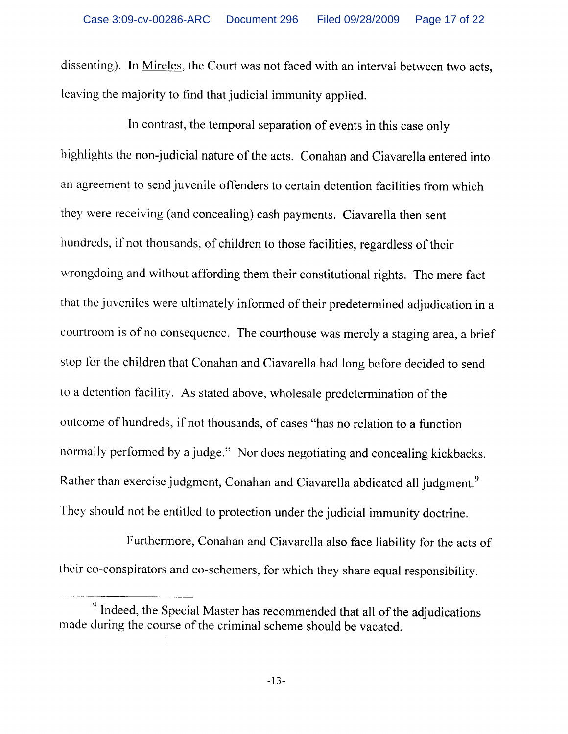dissenting). In Mireles, the Court was not faced with an interval between two acts, leaving the majority to find that judicial immunity applied.

In contrast, the temporal separation of events in this case only highlights the non-judicial nature of the acts. Conahan and Ciavarella entered into an agreement to send juvenile offenders to certain detention facilities from which they were receiving (and concealing) cash payments. Ciavarella then sent hundreds, if not thousands, of children to those facilities, regardless of their wrongdoing and without affording them their constitutional rights. The mere fact that the juveniles were ultimately informed of their predetermined adjudication in a courtroom is of no consequence. The courthouse was merely a staging area, a brief stop for the children that Conahan and Ciavarella had long before decided to send to a detention facility. As stated above, wholesale predetermination of the outcome of hundreds, if not thousands, of cases "has no relation to a function normally performed by a judge." Nor does negotiating and concealing kickbacks. Rather than exercise judgment, Conahan and Ciavarella abdicated all judgment.[9] They should not be entitled to protection under the judicial immunity doctrine.

Furthermore, Conahan and Ciavarella also face liability for the acts of their co-conspirators and co-schemers, for which they share equal responsibility.

---

[9] Indeed, the Special Master has recommended that all of the adjudications made during the course of the criminal scheme should be vacated.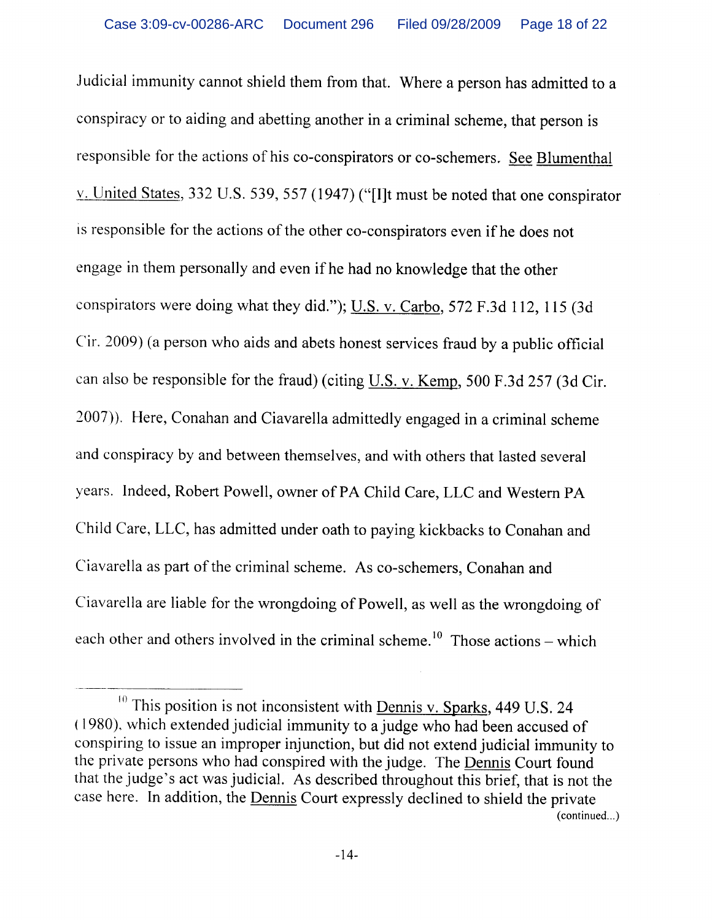Judicial immunity cannot shield them from that. Where a person has admitted to a conspiracy or to aiding and abetting another in a criminal scheme, that person is responsible for the actions of his co-conspirators or co-schemers. See Blumenthal v. United States, 332 U.S. 539, 557 (1947) ("[I]t must be noted that one conspirator is responsible for the actions of the other co-conspirators even if he does not engage in them personally and even if he had no knowledge that the other conspirators were doing what they did."); U.S. v. Carbo, 572 F.3d 112, 115 (3d Cir. 2009) (a person who aids and abets honest services fraud by a public official can also be responsible for the fraud) (citing U.S. v. Kemp, 500 F.3d 257 (3d Cir. 2007)). Here, Conahan and Ciavarella admittedly engaged in a criminal scheme and conspiracy by and between themselves, and with others that lasted several years. Indeed, Robert Powell, owner of PA Child Care, LLC and Western PA Child Care, LLC, has admitted under oath to paying kickbacks to Conahan and Ciavarella as part of the criminal scheme. As co-schemers, Conahan and Ciavarella are liable for the wrongdoing of Powell, as well as the wrongdoing of each other and others involved in the criminal scheme.[10] Those actions – which

---

[10] This position is not inconsistent with Dennis v. Sparks, 449 U.S. 24 (1980), which extended judicial immunity to a judge who had been accused of conspiring to issue an improper injunction, but did not extend judicial immunity to the private persons who had conspired with the judge. The Dennis Court found that the judge's act was judicial. As described throughout this brief, that is not the case here. In addition, the Dennis Court expressly declined to shield the private

(continued...)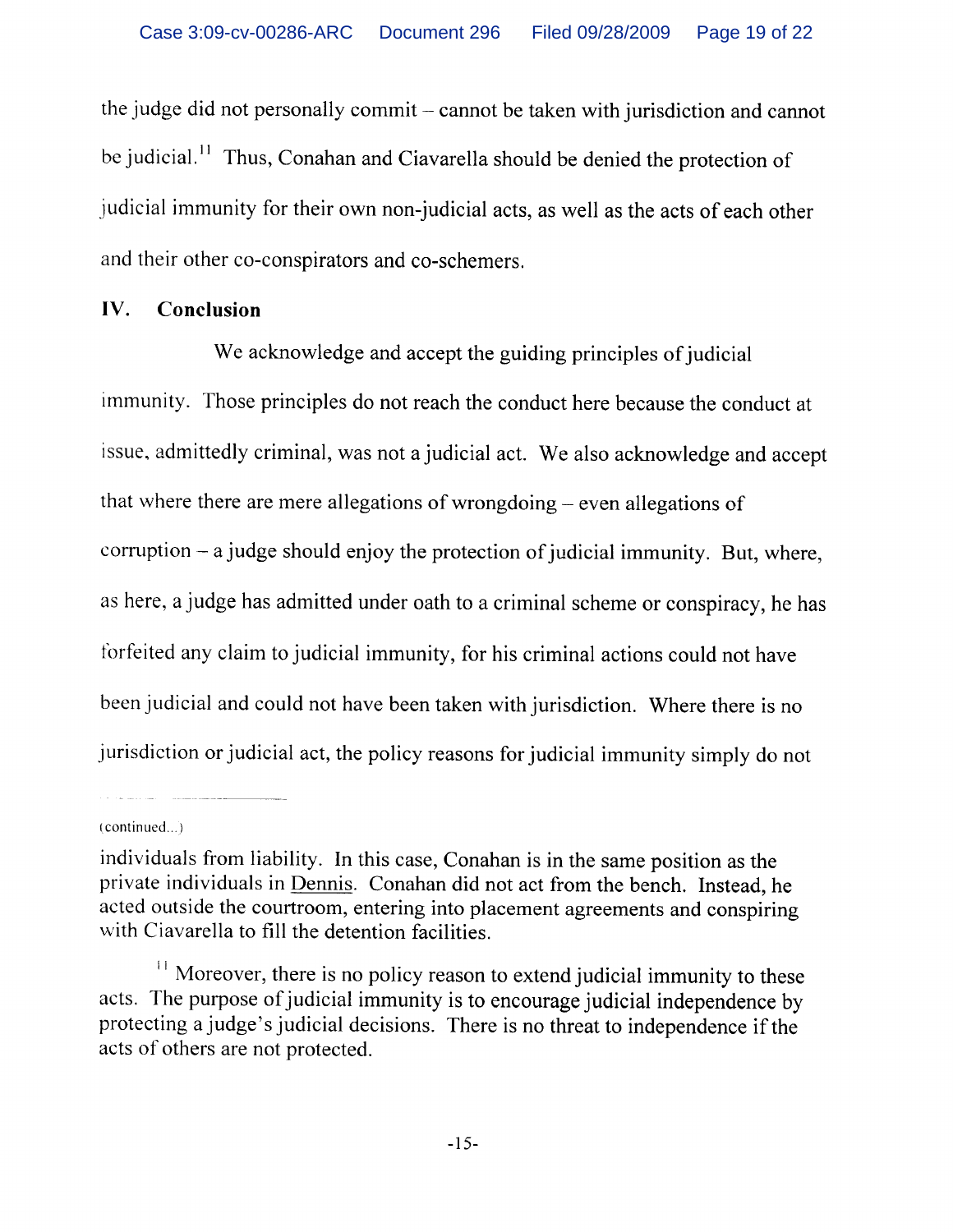the judge did not personally commit – cannot be taken with jurisdiction and cannot be judicial.[11] Thus, Conahan and Ciavarella should be denied the protection of judicial immunity for their own non-judicial acts, as well as the acts of each other and their other co-conspirators and co-schemers.

## IV. Conclusion

We acknowledge and accept the guiding principles of judicial immunity. Those principles do not reach the conduct here because the conduct at issue, admittedly criminal, was not a judicial act. We also acknowledge and accept that where there are mere allegations of wrongdoing – even allegations of corruption – a judge should enjoy the protection of judicial immunity. But, where, as here, a judge has admitted under oath to a criminal scheme or conspiracy, he has forfeited any claim to judicial immunity, for his criminal actions could not have been judicial and could not have been taken with jurisdiction. Where there is no jurisdiction or judicial act, the policy reasons for judicial immunity simply do not

---

(continued...)

individuals from liability. In this case, Conahan is in the same position as the private individuals in Dennis. Conahan did not act from the bench. Instead, he acted outside the courtroom, entering into placement agreements and conspiring with Ciavarella to fill the detention facilities.

[11] Moreover, there is no policy reason to extend judicial immunity to these acts. The purpose of judicial immunity is to encourage judicial independence by protecting a judge's judicial decisions. There is no threat to independence if the acts of others are not protected.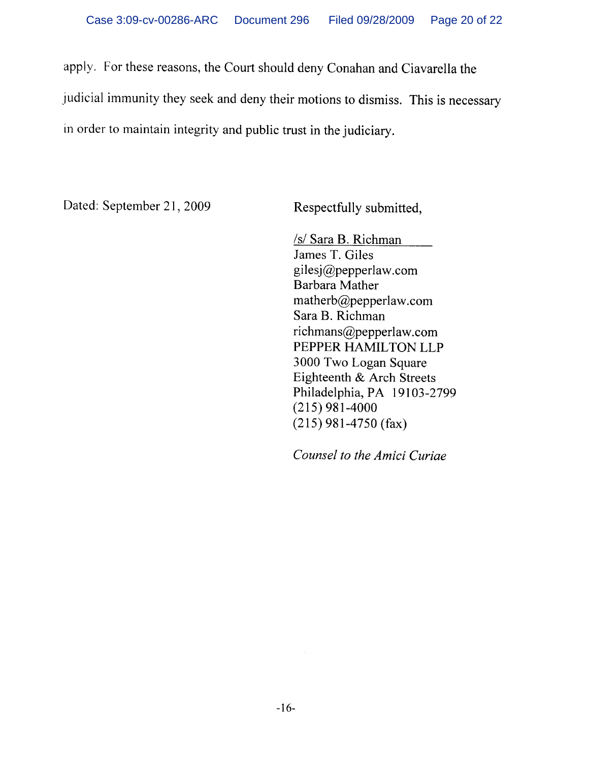apply. For these reasons, the Court should deny Conahan and Ciavarella the judicial immunity they seek and deny their motions to dismiss. This is necessary in order to maintain integrity and public trust in the judiciary.

Dated: September 21, 2009

Respectfully submitted,

/s/ Sara B. Richman  
James T. Giles  
gilesj@pepperlaw.com  
Barbara Mather  
matherb@pepperlaw.com  
Sara B. Richman  
richmans@pepperlaw.com  
PEPPER HAMILTON LLP  
3000 Two Logan Square  
Eighteenth & Arch Streets  
Philadelphia, PA 19103-2799  
(215) 981-4000  
(215) 981-4750 (fax)

*Counsel to the Amici Curiae*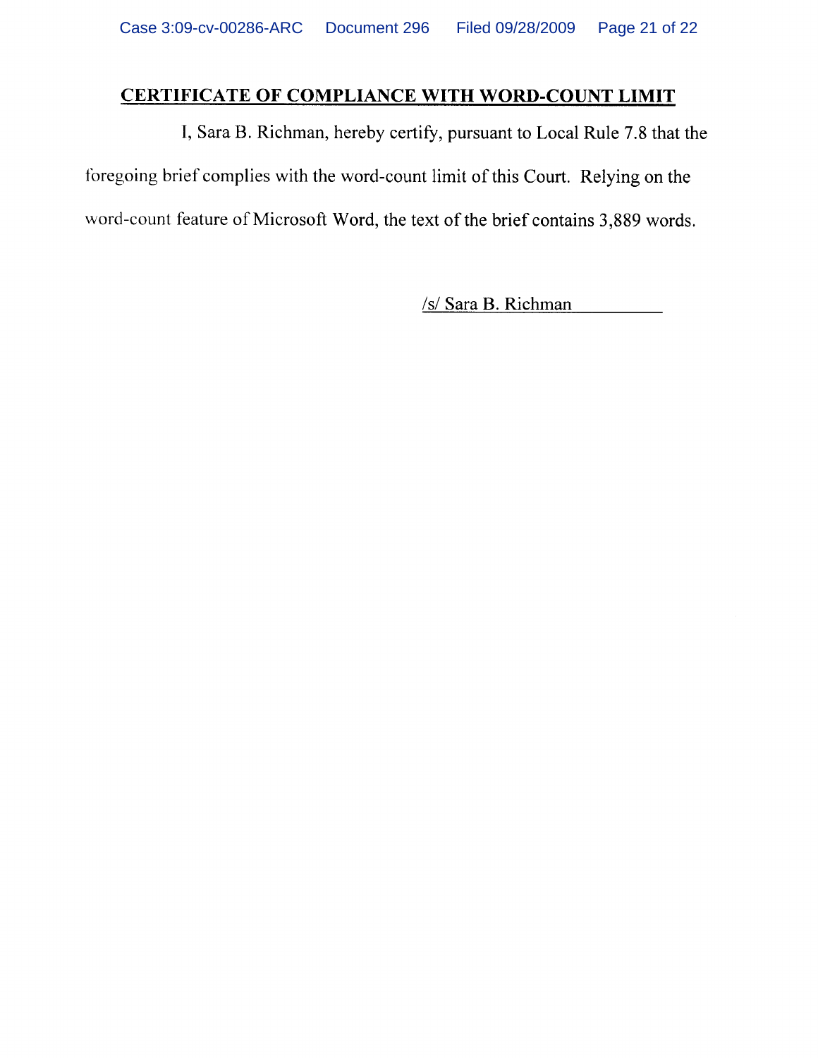## CERTIFICATE OF COMPLIANCE WITH WORD-COUNT LIMIT

I, Sara B. Richman, hereby certify, pursuant to Local Rule 7.8 that the foregoing brief complies with the word-count limit of this Court. Relying on the word-count feature of Microsoft Word, the text of the brief contains 3,889 words.

/s/ Sara B. Richman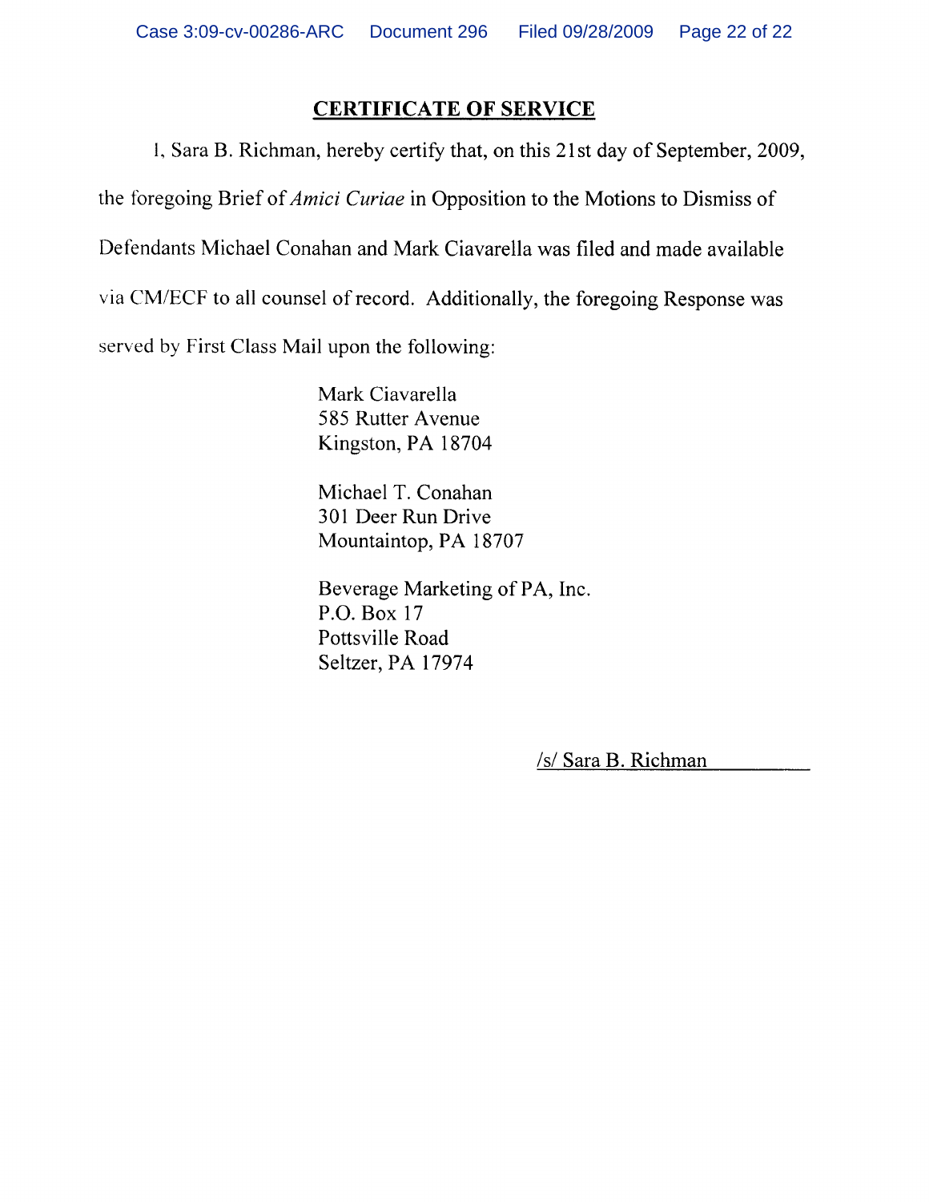## CERTIFICATE OF SERVICE

I, Sara B. Richman, hereby certify that, on this 21st day of September, 2009, the foregoing Brief of *Amici Curiae* in Opposition to the Motions to Dismiss of Defendants Michael Conahan and Mark Ciavarella was filed and made available via CM/ECF to all counsel of record. Additionally, the foregoing Response was served by First Class Mail upon the following:

Mark Ciavarella
585 Rutter Avenue
Kingston, PA 18704

Michael T. Conahan
301 Deer Run Drive
Mountaintop, PA 18707

Beverage Marketing of PA, Inc.
P.O. Box 17
Pottsville Road
Seltzer, PA 17974

/s/ Sara B. Richman